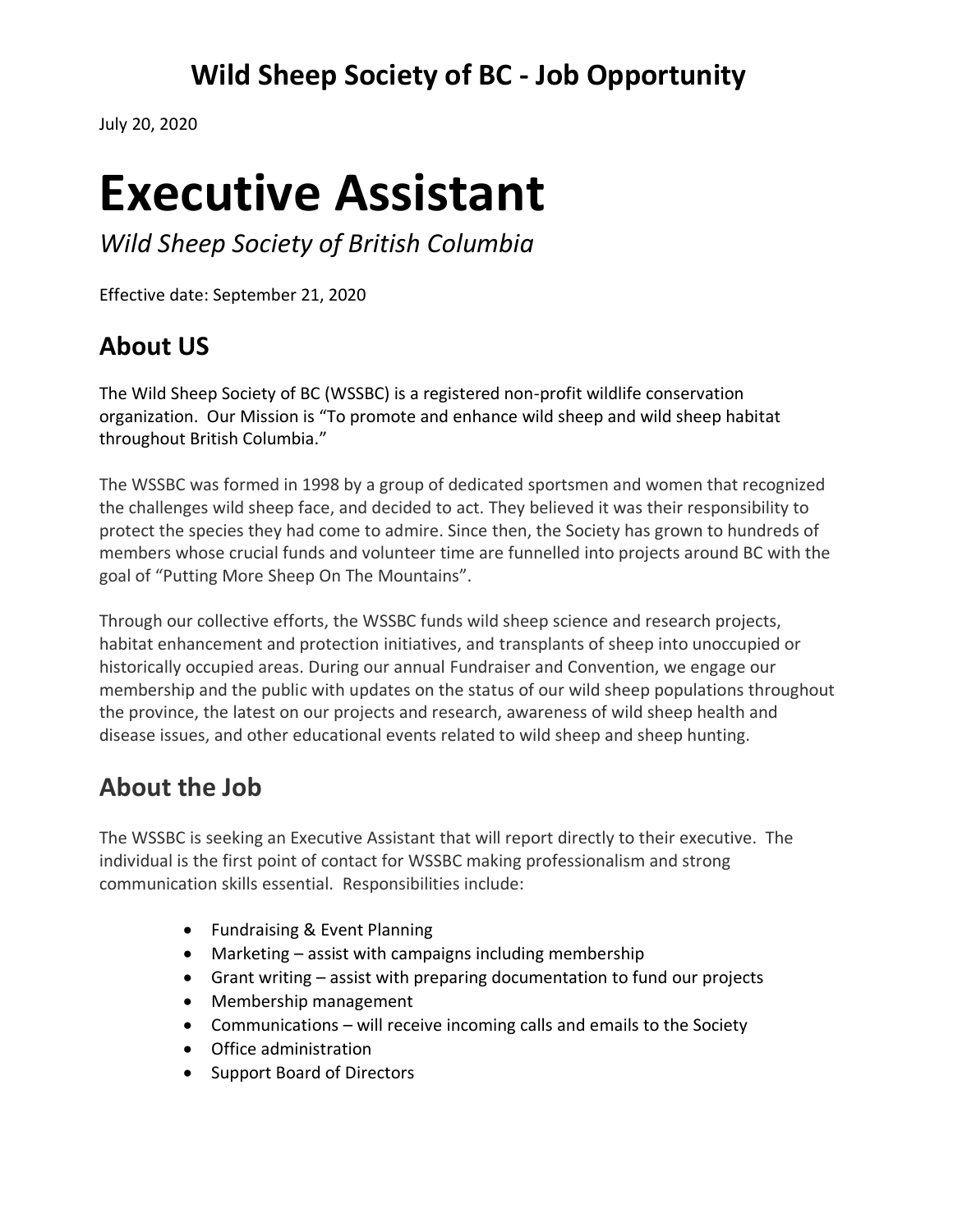## Wild Sheep Society of BC - Job Opportunity

July 20, 2020

# Executive Assistant

*Wild Sheep Society of British Columbia*

Effective date: September 21, 2020

## About US

The Wild Sheep Society of BC (WSSBC) is a registered non-profit wildlife conservation organization. Our Mission is "To promote and enhance wild sheep and wild sheep habitat throughout British Columbia."

The WSSBC was formed in 1998 by a group of dedicated sportsmen and women that recognized the challenges wild sheep face, and decided to act. They believed it was their responsibility to protect the species they had come to admire. Since then, the Society has grown to hundreds of members whose crucial funds and volunteer time are funnelled into projects around BC with the goal of "Putting More Sheep On The Mountains".

Through our collective efforts, the WSSBC funds wild sheep science and research projects, habitat enhancement and protection initiatives, and transplants of sheep into unoccupied or historically occupied areas. During our annual Fundraiser and Convention, we engage our membership and the public with updates on the status of our wild sheep populations throughout the province, the latest on our projects and research, awareness of wild sheep health and disease issues, and other educational events related to wild sheep and sheep hunting.

## About the Job

The WSSBC is seeking an Executive Assistant that will report directly to their executive. The individual is the first point of contact for WSSBC making professionalism and strong communication skills essential. Responsibilities include:

- Fundraising & Event Planning
- Marketing – assist with campaigns including membership
- Grant writing – assist with preparing documentation to fund our projects
- Membership management
- Communications – will receive incoming calls and emails to the Society
- Office administration
- Support Board of Directors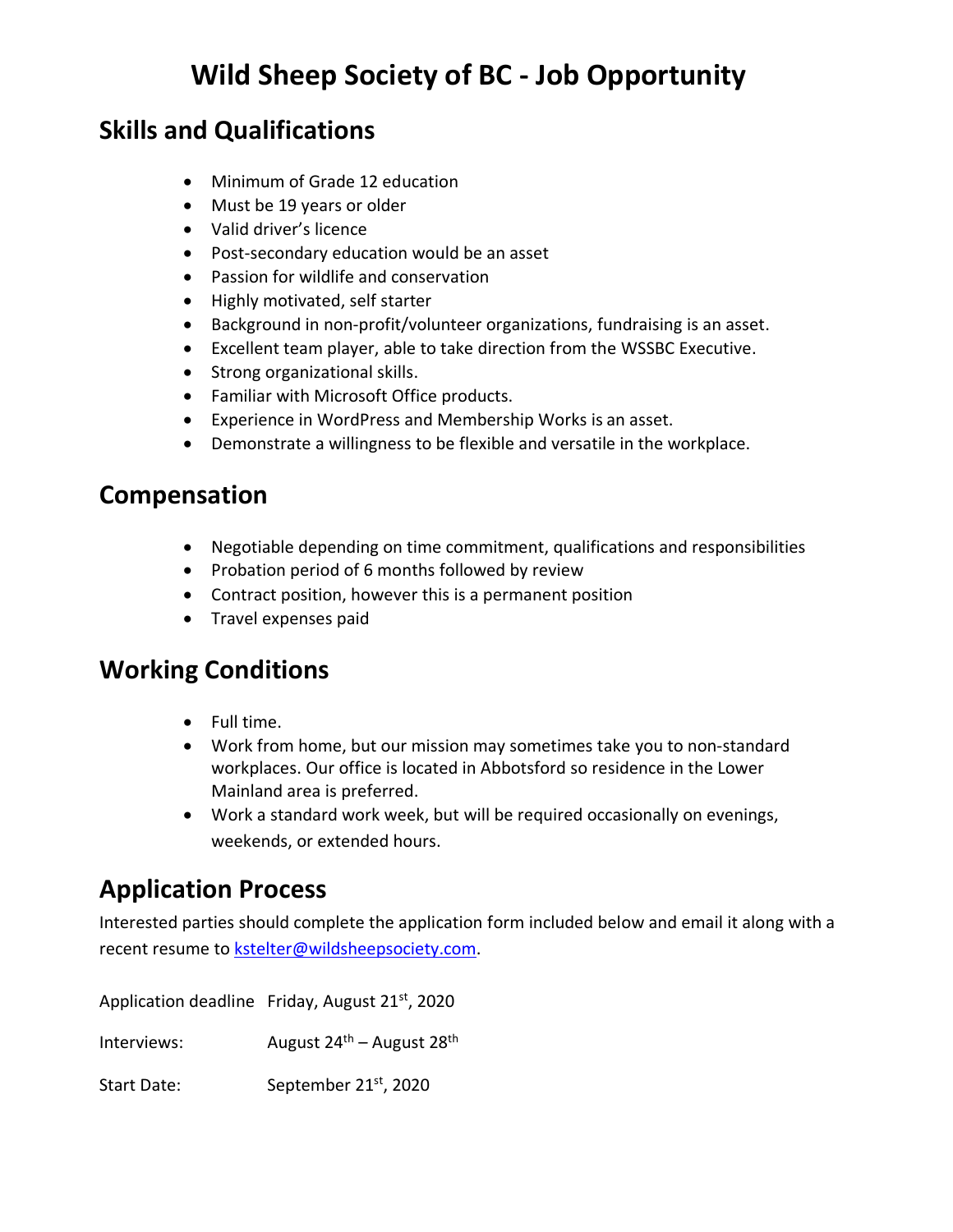# Wild Sheep Society of BC - Job Opportunity

## Skills and Qualifications

- Minimum of Grade 12 education
- Must be 19 years or older
- Valid driver's licence
- Post-secondary education would be an asset
- Passion for wildlife and conservation
- Highly motivated, self starter
- Background in non-profit/volunteer organizations, fundraising is an asset.
- Excellent team player, able to take direction from the WSSBC Executive.
- Strong organizational skills.
- Familiar with Microsoft Office products.
- Experience in WordPress and Membership Works is an asset.
- Demonstrate a willingness to be flexible and versatile in the workplace.

## Compensation

- Negotiable depending on time commitment, qualifications and responsibilities
- Probation period of 6 months followed by review
- Contract position, however this is a permanent position
- Travel expenses paid

## Working Conditions

- Full time.
- Work from home, but our mission may sometimes take you to non-standard workplaces. Our office is located in Abbotsford so residence in the Lower Mainland area is preferred.
- Work a standard work week, but will be required occasionally on evenings, weekends, or extended hours.

## Application Process

Interested parties should complete the application form included below and email it along with a recent resume to kstelter@wildsheepsociety.com.

Application deadline Friday, August 21st, 2020

Interviews: August 24th – August 28th

Start Date: September 21st, 2020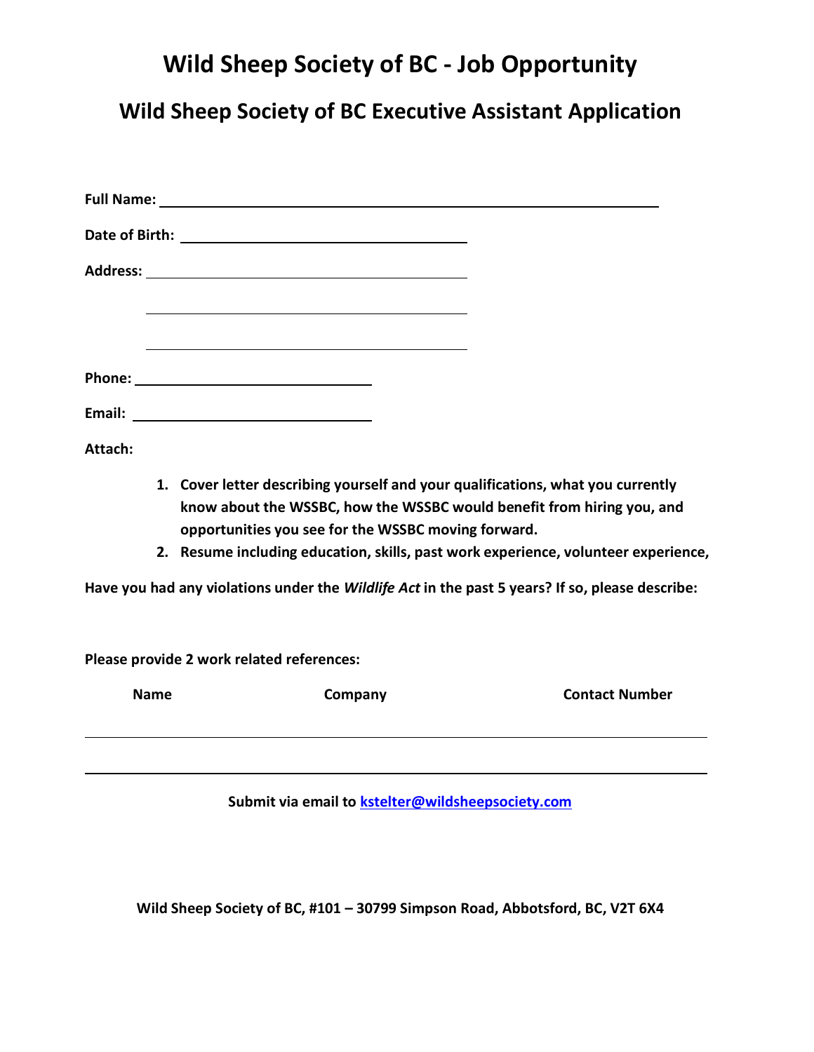# Wild Sheep Society of BC - Job Opportunity

## Wild Sheep Society of BC Executive Assistant Application

**Full Name:** ______________________________________________

**Date of Birth:** ______________________________

**Address:** ______________________________

______________________________

______________________________

**Phone:** ________________________

**Email:** ________________________

**Attach:**

1. **Cover letter describing yourself and your qualifications, what you currently know about the WSSBC, how the WSSBC would benefit from hiring you, and opportunities you see for the WSSBC moving forward.**
2. **Resume including education, skills, past work experience, volunteer experience,**

**Have you had any violations under the *Wildlife Act* in the past 5 years? If so, please describe:**

**Please provide 2 work related references:**

| **Name** | **Company** | **Contact Number** |
| --- | --- | --- |
| | | |
| | | |

**Submit via email to [kstelter@wildsheepsociety.com](mailto:kstelter@wildsheepsociety.com)**

**Wild Sheep Society of BC, #101 – 30799 Simpson Road, Abbotsford, BC, V2T 6X4**